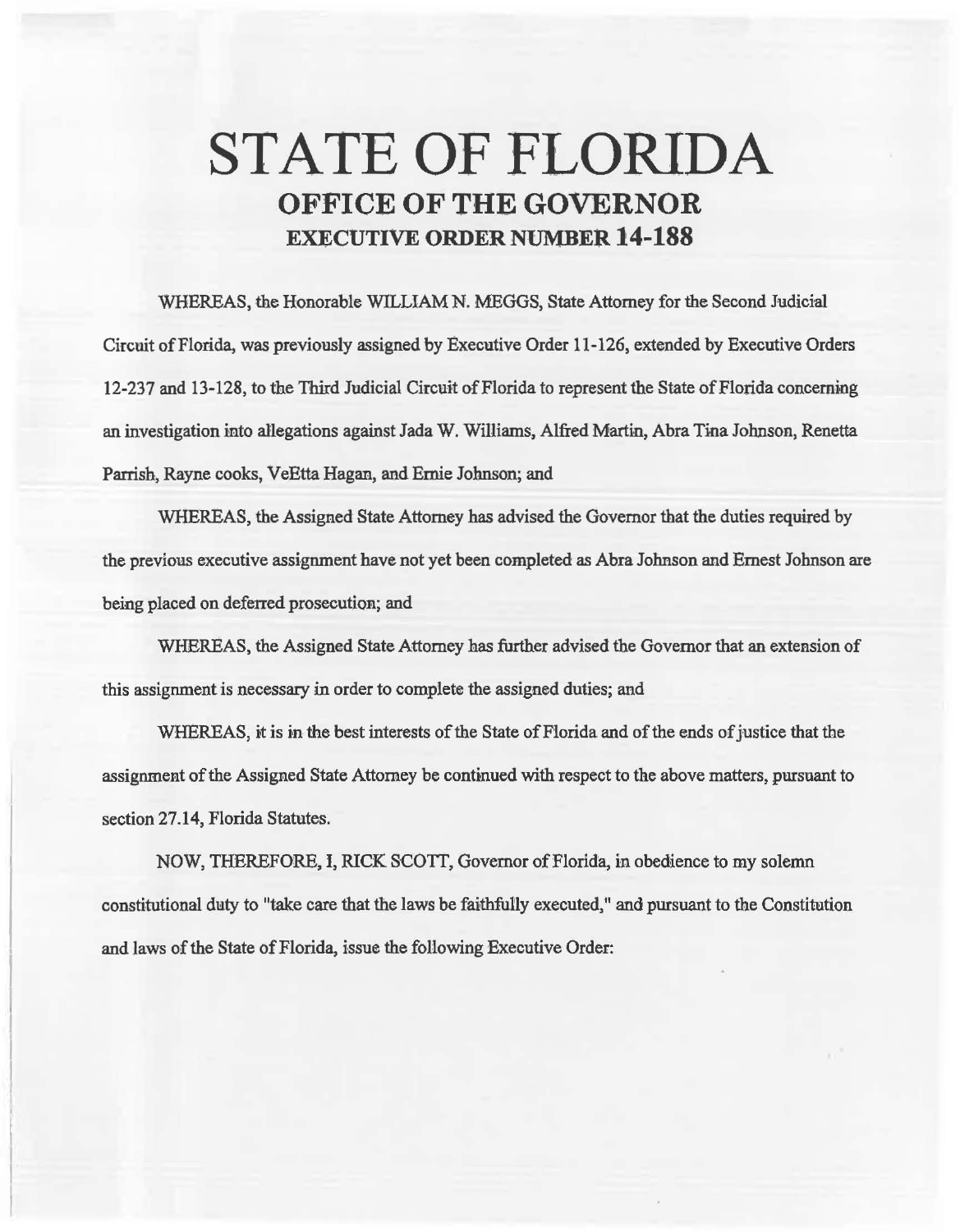# STATE OF FLORIDA

## OFFICE OF THE GOVERNOR

### EXECUTIVE ORDER NUMBER 14-188

WHEREAS, the Honorable WILLIAM N. MEGGS, State Attorney for the Second Judicial Circuit of Florida, was previously assigned by Executive Order 11-126, extended by Executive Orders 12-237 and 13-128, to the Third Judicial Circuit of Florida to represent the State of Florida concerning an investigation into allegations against Jada W. Williams, Alfred Martin, Abra Tina Johnson, Renetta Parrish, Rayne cooks, VeEtta Hagan, and Ernie Johnson; and

WHEREAS, the Assigned State Attorney has advised the Governor that the duties required by the previous executive assignment have not yet been completed as Abra Johnson and Ernest Johnson are being placed on deferred prosecution; and

WHEREAS, the Assigned State Attorney has further advised the Governor that an extension of this assignment is necessary in order to complete the assigned duties; and

WHEREAS, it is in the best interests of the State of Florida and of the ends of justice that the assignment of the Assigned State Attorney be continued with respect to the above matters, pursuant to section 27.14, Florida Statutes.

NOW, THEREFORE, I, RICK SCOTT, Governor of Florida, in obedience to my solemn constitutional duty to "take care that the laws be faithfully executed," and pursuant to the Constitution and laws of the State of Florida, issue the following Executive Order: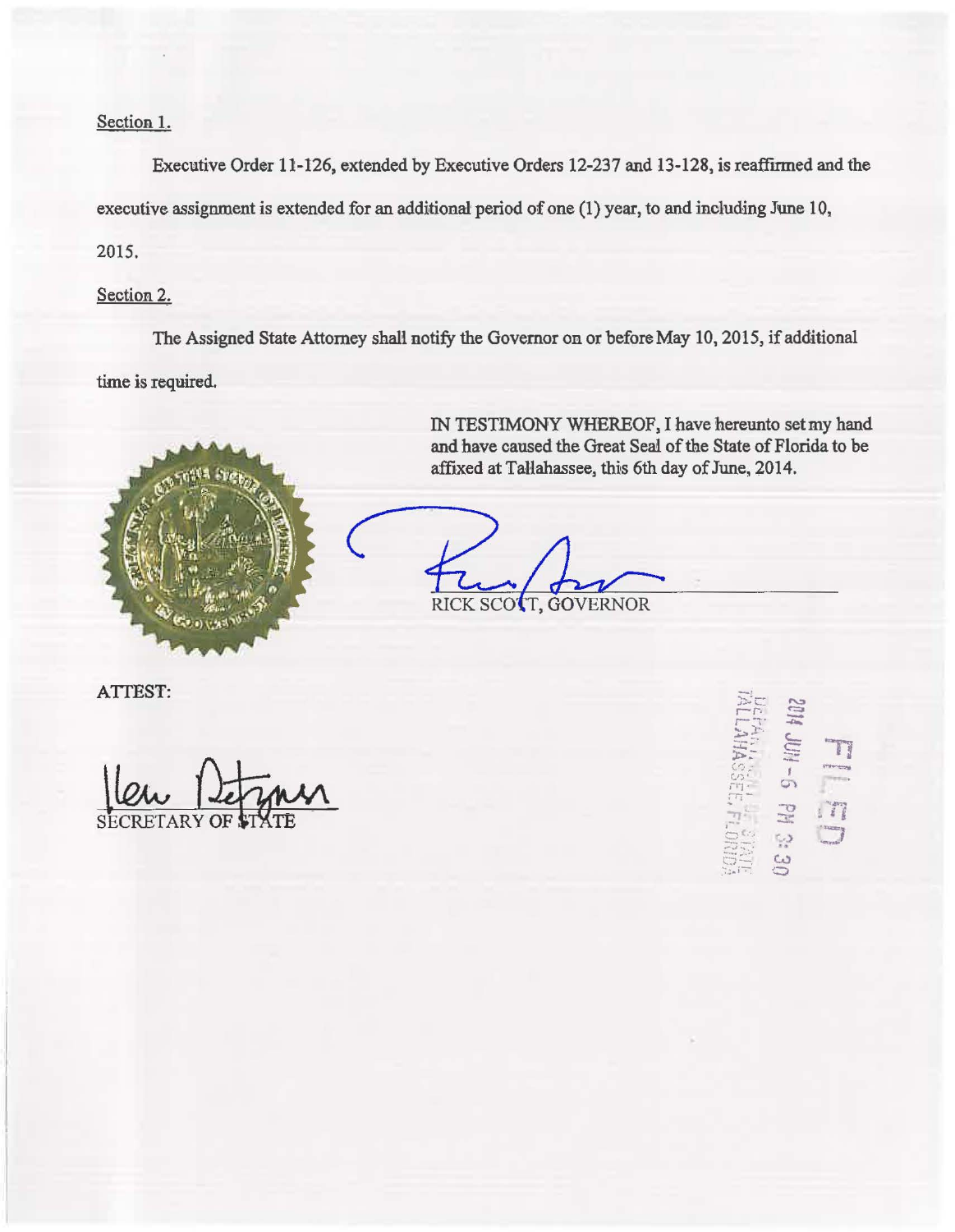Section 1.

Executive Order 11-126, extended by Executive Orders 12-237 and 13-128, is reaffirmed and the executive assignment is extended for an additional period of one (1) year, to and including June 10, 2015.

Section 2.

The Assigned State Attorney shall notify the Governor on or before May 10, 2015, if additional time is required.

IN TESTIMONY WHEREOF, I have hereunto set my hand and have caused the Great Seal of the State of Florida to be affixed at Tallahassee, this 6th day of June, 2014.

RICK SCOTT, GOVERNOR

ATTEST:

SECRETARY OF STATE

FILED

2014 JUN -6 PM 3:30

DEPARTMENT OF STATE
TALLAHASSEE, FLORIDA